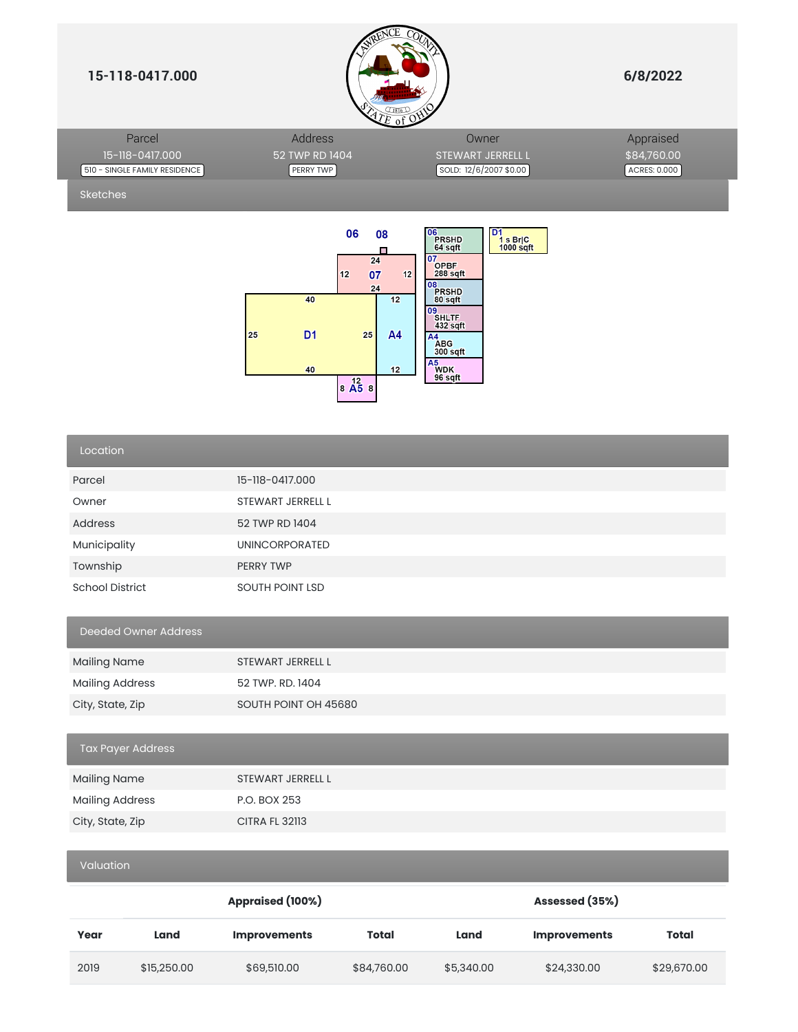**15-118-0417.000** **6/8/2022**

| Parcel | Address | Owner | Appraised |
|---|---|---|---|
| 15-118-0417.000 | 52 TWP RD 1404 | STEWART JERRELL L | $84,760.00 |
| 510 - SINGLE FAMILY RESIDENCE | PERRY TWP | SOLD: 12/6/2007 $0.00 | ACRES: 0.000 |

## Sketches

| Code | Description | Area |
|---|---|---|
| 06 | PRSHD | 64 sqft |
| 07 | OPBF | 288 sqft |
| 08 | PRSHD | 80 sqft |
| 09 | SHLTF | 432 sqft |
| A4 | ABG | 300 sqft |
| A5 | WDK | 96 sqft |
| D1 | 1 s Br\|C | 1000 sqft |

## Location

| | |
|---|---|
| Parcel | 15-118-0417.000 |
| Owner | STEWART JERRELL L |
| Address | 52 TWP RD 1404 |
| Municipality | UNINCORPORATED |
| Township | PERRY TWP |
| School District | SOUTH POINT LSD |

## Deeded Owner Address

| | |
|---|---|
| Mailing Name | STEWART JERRELL L |
| Mailing Address | 52 TWP. RD. 1404 |
| City, State, Zip | SOUTH POINT OH 45680 |

## Tax Payer Address

| | |
|---|---|
| Mailing Name | STEWART JERRELL L |
| Mailing Address | P.O. BOX 253 |
| City, State, Zip | CITRA FL 32113 |

## Valuation

| | Appraised (100%) | | | Assessed (35%) | | |
|---|---|---|---|---|---|---|
| Year | Land | Improvements | Total | Land | Improvements | Total |
| 2019 | $15,250.00 | $69,510.00 | $84,760.00 | $5,340.00 | $24,330.00 | $29,670.00 |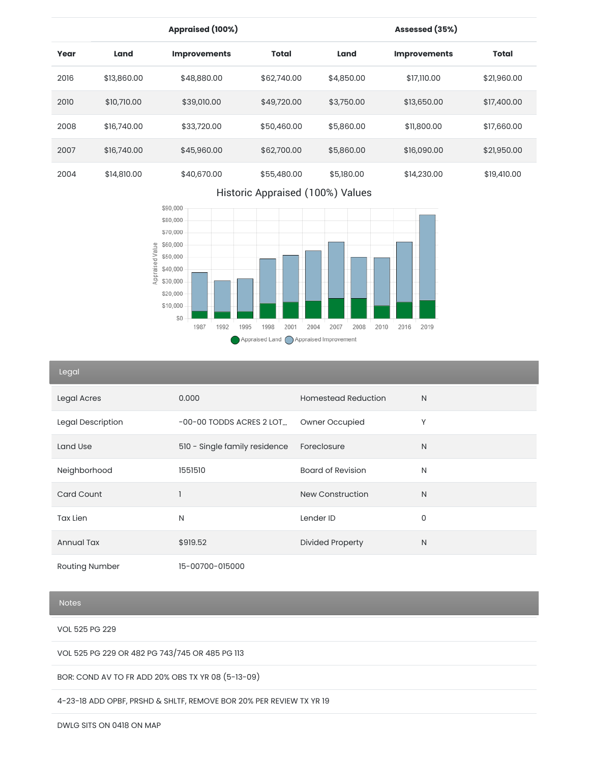| | Appraised (100%) | | | Assessed (35%) | | |
|---|---|---|---|---|---|---|
| Year | Land | Improvements | Total | Land | Improvements | Total |
| 2016 | $13,860.00 | $48,880.00 | $62,740.00 | $4,850.00 | $17,110.00 | $21,960.00 |
| 2010 | $10,710.00 | $39,010.00 | $49,720.00 | $3,750.00 | $13,650.00 | $17,400.00 |
| 2008 | $16,740.00 | $33,720.00 | $50,460.00 | $5,860.00 | $11,800.00 | $17,660.00 |
| 2007 | $16,740.00 | $45,960.00 | $62,700.00 | $5,860.00 | $16,090.00 | $21,950.00 |
| 2004 | $14,810.00 | $40,670.00 | $55,480.00 | $5,180.00 | $14,230.00 | $19,410.00 |

Historic Appraised (100%) Values

## Legal

| | | | |
|---|---|---|---|
| Legal Acres | 0.000 | Homestead Reduction | N |
| Legal Description | -00-00 TODDS ACRES 2 LOT... | Owner Occupied | Y |
| Land Use | 510 - Single family residence | Foreclosure | N |
| Neighborhood | 1551510 | Board of Revision | N |
| Card Count | 1 | New Construction | N |
| Tax Lien | N | Lender ID | 0 |
| Annual Tax | $919.52 | Divided Property | N |
| Routing Number | 15-00700-015000 | | |

## Notes

VOL 525 PG 229

VOL 525 PG 229 OR 482 PG 743/745 OR 485 PG 113

BOR: COND AV TO FR ADD 20% OBS TX YR 08 (5-13-09)

4-23-18 ADD OPBF, PRSHD & SHLTF, REMOVE BOR 20% PER REVIEW TX YR 19

DWLG SITS ON 0418 ON MAP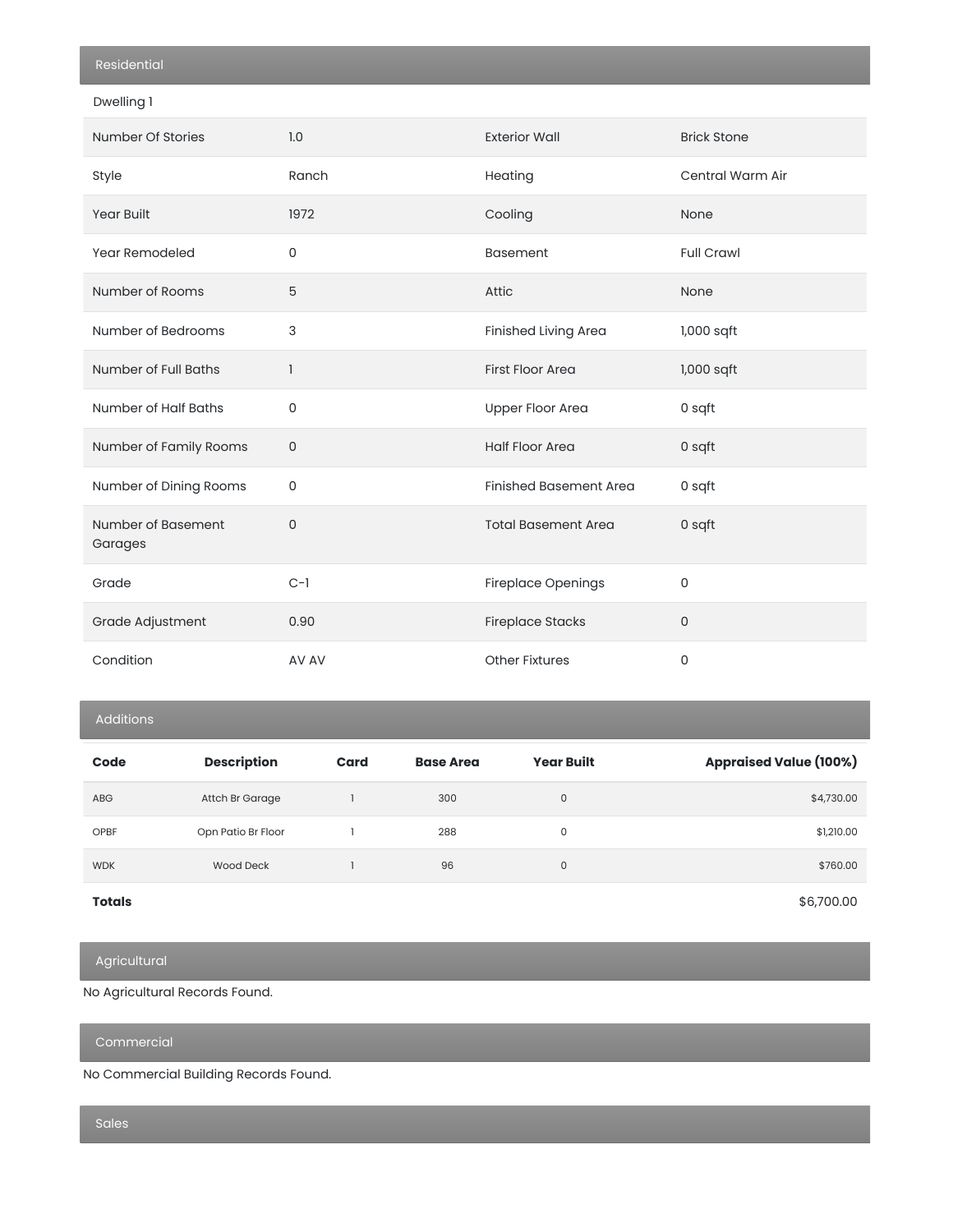## Residential

### Dwelling 1

| | | | |
|---|---|---|---|
| Number Of Stories | 1.0 | Exterior Wall | Brick Stone |
| Style | Ranch | Heating | Central Warm Air |
| Year Built | 1972 | Cooling | None |
| Year Remodeled | 0 | Basement | Full Crawl |
| Number of Rooms | 5 | Attic | None |
| Number of Bedrooms | 3 | Finished Living Area | 1,000 sqft |
| Number of Full Baths | 1 | First Floor Area | 1,000 sqft |
| Number of Half Baths | 0 | Upper Floor Area | 0 sqft |
| Number of Family Rooms | 0 | Half Floor Area | 0 sqft |
| Number of Dining Rooms | 0 | Finished Basement Area | 0 sqft |
| Number of Basement Garages | 0 | Total Basement Area | 0 sqft |
| Grade | C-1 | Fireplace Openings | 0 |
| Grade Adjustment | 0.90 | Fireplace Stacks | 0 |
| Condition | AV AV | Other Fixtures | 0 |

## Additions

| Code | Description | Card | Base Area | Year Built | Appraised Value (100%) |
|---|---|---|---|---|---|
| ABG | Attch Br Garage | 1 | 300 | 0 | $4,730.00 |
| OPBF | Opn Patio Br Floor | 1 | 288 | 0 | $1,210.00 |
| WDK | Wood Deck | 1 | 96 | 0 | $760.00 |
| **Totals** | | | | | $6,700.00 |

## Agricultural

No Agricultural Records Found.

## Commercial

No Commercial Building Records Found.

## Sales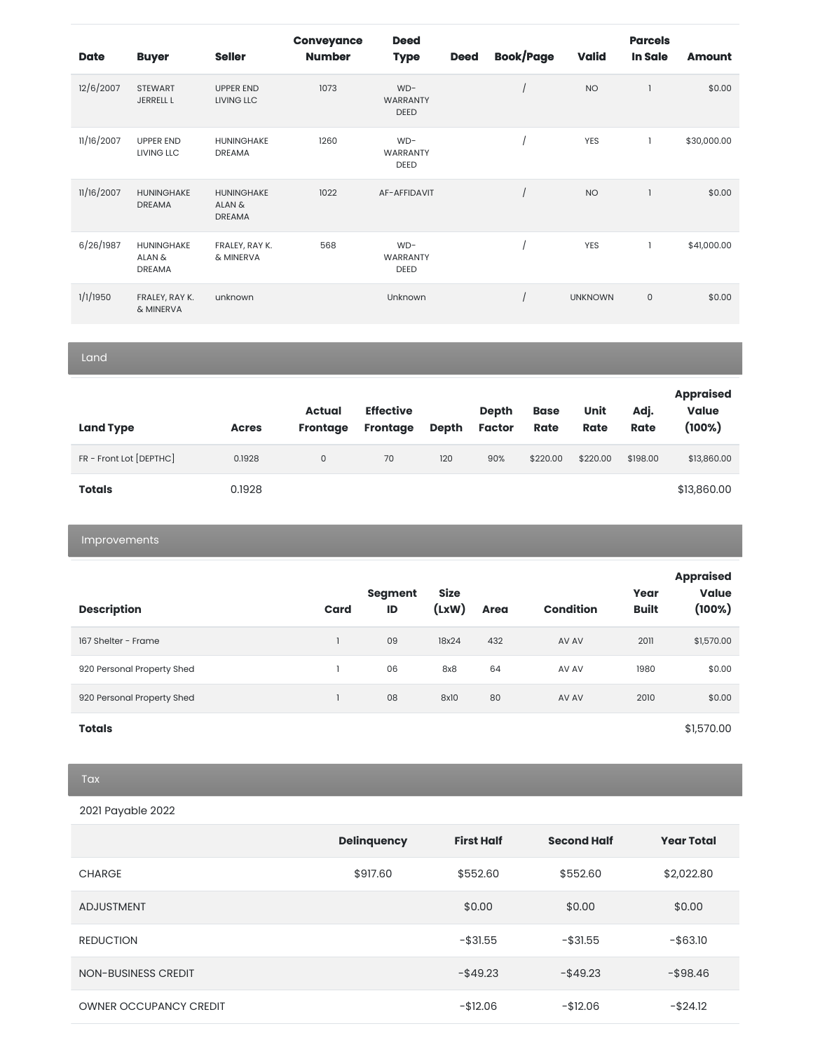| Date | Buyer | Seller | Conveyance Number | Deed Type | Deed | Book/Page | Valid | Parcels In Sale | Amount |
|---|---|---|---|---|---|---|---|---|---|
| 12/6/2007 | STEWART JERRELL L | UPPER END LIVING LLC | 1073 | WD-WARRANTY DEED | | / | NO | 1 | $0.00 |
| 11/16/2007 | UPPER END LIVING LLC | HUNINGHAKE DREAMA | 1260 | WD-WARRANTY DEED | | / | YES | 1 | $30,000.00 |
| 11/16/2007 | HUNINGHAKE DREAMA | HUNINGHAKE ALAN & DREAMA | 1022 | AF-AFFIDAVIT | | / | NO | 1 | $0.00 |
| 6/26/1987 | HUNINGHAKE ALAN & DREAMA | FRALEY, RAY K. & MINERVA | 568 | WD-WARRANTY DEED | | / | YES | 1 | $41,000.00 |
| 1/1/1950 | FRALEY, RAY K. & MINERVA | unknown | | Unknown | | / | UNKNOWN | 0 | $0.00 |

## Land

| Land Type | Acres | Actual Frontage | Effective Frontage | Depth | Depth Factor | Base Rate | Unit Rate | Adj. Rate | Appraised Value (100%) |
|---|---|---|---|---|---|---|---|---|---|
| FR - Front Lot [DEPTHC] | 0.1928 | 0 | 70 | 120 | 90% | $220.00 | $220.00 | $198.00 | $13,860.00 |
| **Totals** | 0.1928 | | | | | | | | $13,860.00 |

## Improvements

| Description | Card | Segment ID | Size (LxW) | Area | Condition | Year Built | Appraised Value (100%) |
|---|---|---|---|---|---|---|---|
| 167 Shelter - Frame | 1 | 09 | 18x24 | 432 | AV AV | 2011 | $1,570.00 |
| 920 Personal Property Shed | 1 | 06 | 8x8 | 64 | AV AV | 1980 | $0.00 |
| 920 Personal Property Shed | 1 | 08 | 8x10 | 80 | AV AV | 2010 | $0.00 |
| **Totals** | | | | | | | $1,570.00 |

## Tax

2021 Payable 2022

| | Delinquency | First Half | Second Half | Year Total |
|---|---|---|---|---|
| CHARGE | $917.60 | $552.60 | $552.60 | $2,022.80 |
| ADJUSTMENT | | $0.00 | $0.00 | $0.00 |
| REDUCTION | | -$31.55 | -$31.55 | -$63.10 |
| NON-BUSINESS CREDIT | | -$49.23 | -$49.23 | -$98.46 |
| OWNER OCCUPANCY CREDIT | | -$12.06 | -$12.06 | -$24.12 |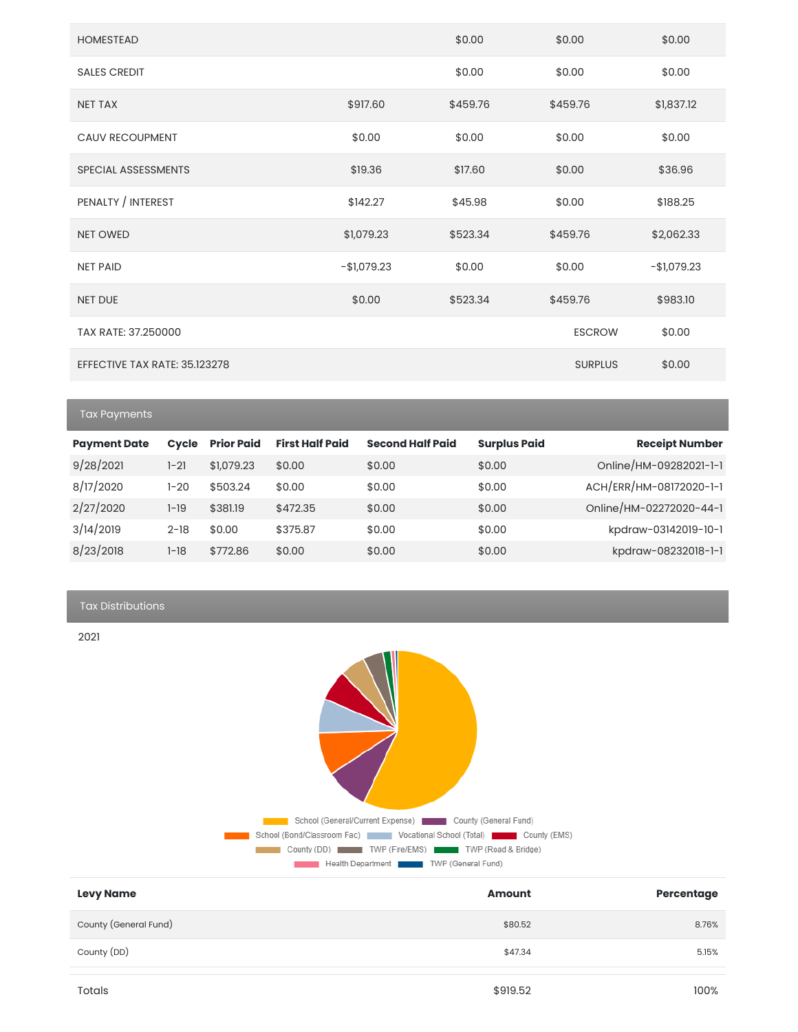| | | | | |
|---|---|---|---|---|
| HOMESTEAD | | $0.00 | $0.00 | $0.00 |
| SALES CREDIT | | $0.00 | $0.00 | $0.00 |
| NET TAX | $917.60 | $459.76 | $459.76 | $1,837.12 |
| CAUV RECOUPMENT | $0.00 | $0.00 | $0.00 | $0.00 |
| SPECIAL ASSESSMENTS | $19.36 | $17.60 | $0.00 | $36.96 |
| PENALTY / INTEREST | $142.27 | $45.98 | $0.00 | $188.25 |
| NET OWED | $1,079.23 | $523.34 | $459.76 | $2,062.33 |
| NET PAID | -$1,079.23 | $0.00 | $0.00 | -$1,079.23 |
| NET DUE | $0.00 | $523.34 | $459.76 | $983.10 |
| TAX RATE: 37.250000 | | | ESCROW | $0.00 |
| EFFECTIVE TAX RATE: 35.123278 | | | SURPLUS | $0.00 |

## Tax Payments

| Payment Date | Cycle | Prior Paid | First Half Paid | Second Half Paid | Surplus Paid | Receipt Number |
|---|---|---|---|---|---|---|
| 9/28/2021 | 1-21 | $1,079.23 | $0.00 | $0.00 | $0.00 | Online/HM-09282021-1-1 |
| 8/17/2020 | 1-20 | $503.24 | $0.00 | $0.00 | $0.00 | ACH/ERR/HM-08172020-1-1 |
| 2/27/2020 | 1-19 | $381.19 | $472.35 | $0.00 | $0.00 | Online/HM-02272020-44-1 |
| 3/14/2019 | 2-18 | $0.00 | $375.87 | $0.00 | $0.00 | kpdraw-03142019-10-1 |
| 8/23/2018 | 1-18 | $772.86 | $0.00 | $0.00 | $0.00 | kpdraw-08232018-1-1 |

## Tax Distributions

2021

School (General/Current Expense) | County (General Fund) | School (Bond/Classroom Fac) | Vocational School (Total) | County (EMS) | County (DD) | TWP (Fire/EMS) | TWP (Road & Bridge) | Health Department | TWP (General Fund)

| Levy Name | Amount | Percentage |
|---|---|---|
| County (General Fund) | $80.52 | 8.76% |
| County (DD) | $47.34 | 5.15% |
| Totals | $919.52 | 100% |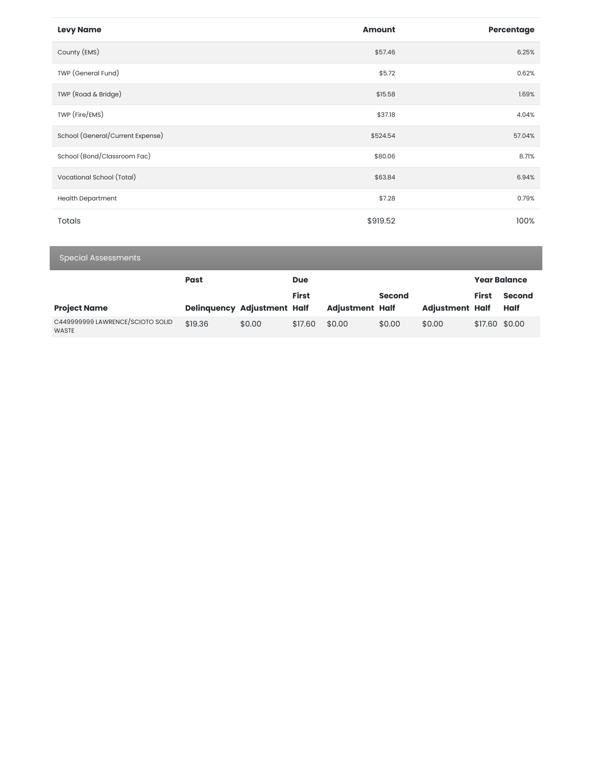| Levy Name | Amount | Percentage |
|---|---|---|
| County (EMS) | $57.46 | 6.25% |
| TWP (General Fund) | $5.72 | 0.62% |
| TWP (Road & Bridge) | $15.58 | 1.69% |
| TWP (Fire/EMS) | $37.18 | 4.04% |
| School (General/Current Expense) | $524.54 | 57.04% |
| School (Bond/Classroom Fac) | $80.06 | 8.71% |
| Vocational School (Total) | $63.84 | 6.94% |
| Health Department | $7.28 | 0.79% |
| Totals | $919.52 | 100% |

## Special Assessments

| | Past | | Due | | | | Year Balance | |
|---|---|---|---|---|---|---|---|---|
| Project Name | Delinquency | Adjustment | First Half | Adjustment | Second Half | Adjustment | First Half | Second Half |
| C449999999 LAWRENCE/SCIOTO SOLID WASTE | $19.36 | $0.00 | $17.60 | $0.00 | $0.00 | $0.00 | $17.60 | $0.00 |